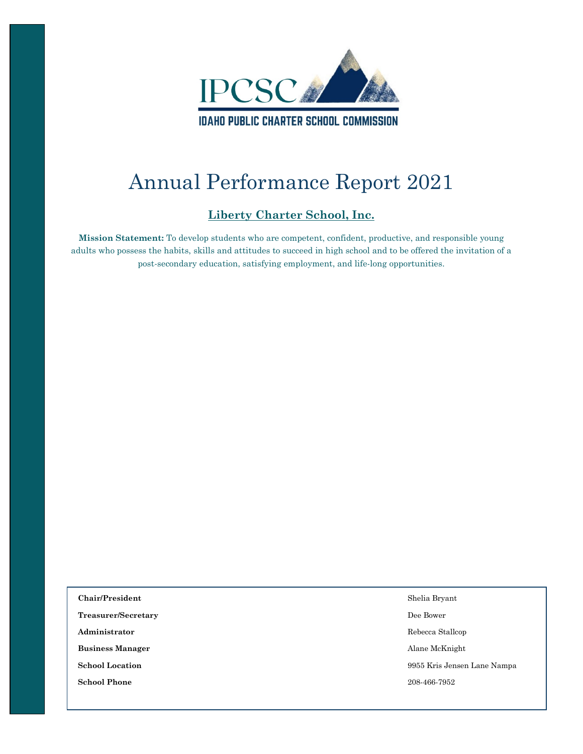IPCSC

IDAHO PUBLIC CHARTER SCHOOL COMMISSION

# Annual Performance Report 2021

## Liberty Charter School, Inc.

**Mission Statement:** To develop students who are competent, confident, productive, and responsible young adults who possess the habits, skills and attitudes to succeed in high school and to be offered the invitation of a post-secondary education, satisfying employment, and life-long opportunities.

| | |
|---|---|
| **Chair/President** | Shelia Bryant |
| **Treasurer/Secretary** | Dee Bower |
| **Administrator** | Rebecca Stallcop |
| **Business Manager** | Alane McKnight |
| **School Location** | 9955 Kris Jensen Lane Nampa |
| **School Phone** | 208-466-7952 |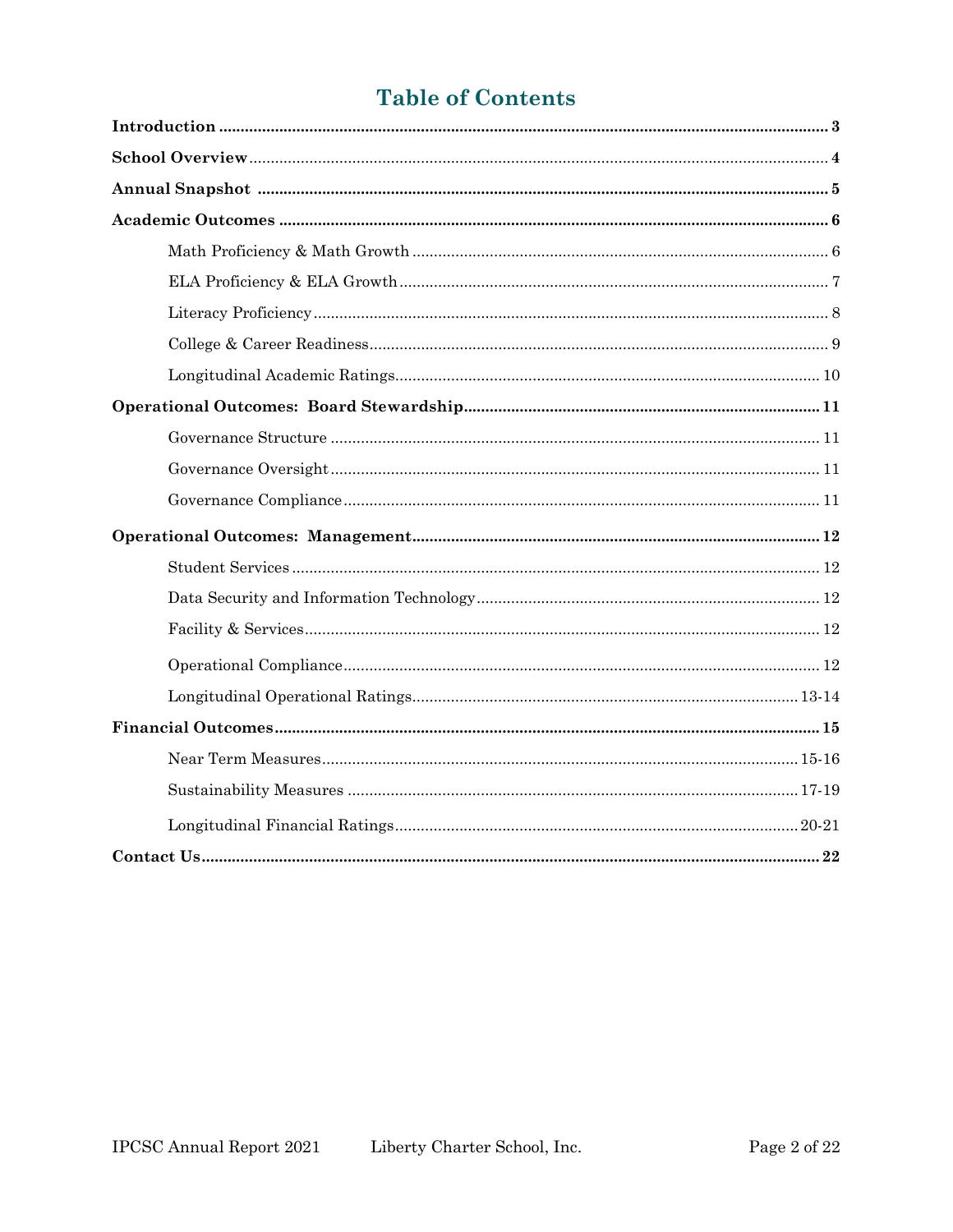# Table of Contents

**Introduction** ........................................................ **3**

**School Overview** ........................................................ **4**

**Annual Snapshot** ........................................................ **5**

**Academic Outcomes** ........................................................ **6**

- Math Proficiency & Math Growth ........................................................ 6
- ELA Proficiency & ELA Growth ........................................................ 7
- Literacy Proficiency ........................................................ 8
- College & Career Readiness ........................................................ 9
- Longitudinal Academic Ratings ........................................................ 10

**Operational Outcomes: Board Stewardship** ........................................................ **11**

- Governance Structure ........................................................ 11
- Governance Oversight ........................................................ 11
- Governance Compliance ........................................................ 11

**Operational Outcomes: Management** ........................................................ **12**

- Student Services ........................................................ 12
- Data Security and Information Technology ........................................................ 12
- Facility & Services ........................................................ 12
- Operational Compliance ........................................................ 12
- Longitudinal Operational Ratings ........................................................ 13-14

**Financial Outcomes** ........................................................ **15**

- Near Term Measures ........................................................ 15-16
- Sustainability Measures ........................................................ 17-19
- Longitudinal Financial Ratings ........................................................ 20-21

**Contact Us** ........................................................ **22**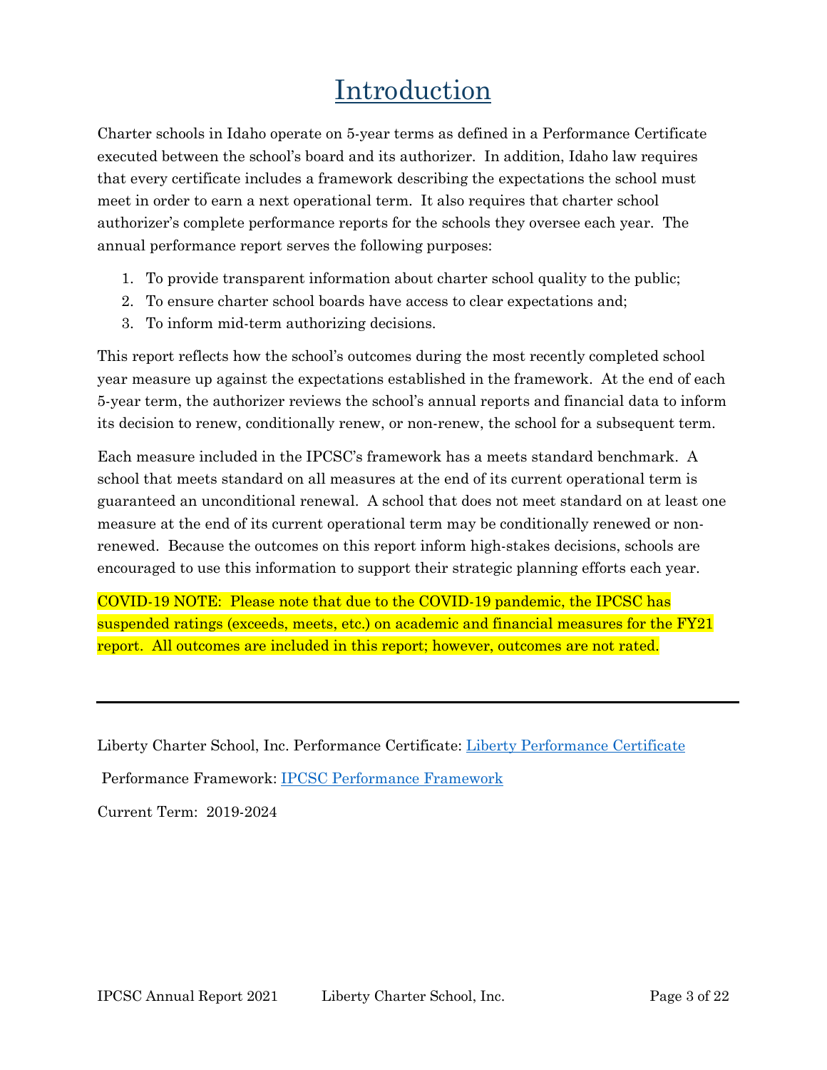# Introduction

Charter schools in Idaho operate on 5-year terms as defined in a Performance Certificate executed between the school's board and its authorizer. In addition, Idaho law requires that every certificate includes a framework describing the expectations the school must meet in order to earn a next operational term. It also requires that charter school authorizer's complete performance reports for the schools they oversee each year. The annual performance report serves the following purposes:

1. To provide transparent information about charter school quality to the public;
2. To ensure charter school boards have access to clear expectations and;
3. To inform mid-term authorizing decisions.

This report reflects how the school's outcomes during the most recently completed school year measure up against the expectations established in the framework. At the end of each 5-year term, the authorizer reviews the school's annual reports and financial data to inform its decision to renew, conditionally renew, or non-renew, the school for a subsequent term.

Each measure included in the IPCSC's framework has a meets standard benchmark. A school that meets standard on all measures at the end of its current operational term is guaranteed an unconditional renewal. A school that does not meet standard on at least one measure at the end of its current operational term may be conditionally renewed or non-renewed. Because the outcomes on this report inform high-stakes decisions, schools are encouraged to use this information to support their strategic planning efforts each year.

COVID-19 NOTE: Please note that due to the COVID-19 pandemic, the IPCSC has suspended ratings (exceeds, meets, etc.) on academic and financial measures for the FY21 report. All outcomes are included in this report; however, outcomes are not rated.

---

Liberty Charter School, Inc. Performance Certificate: Liberty Performance Certificate

Performance Framework: IPCSC Performance Framework

Current Term: 2019-2024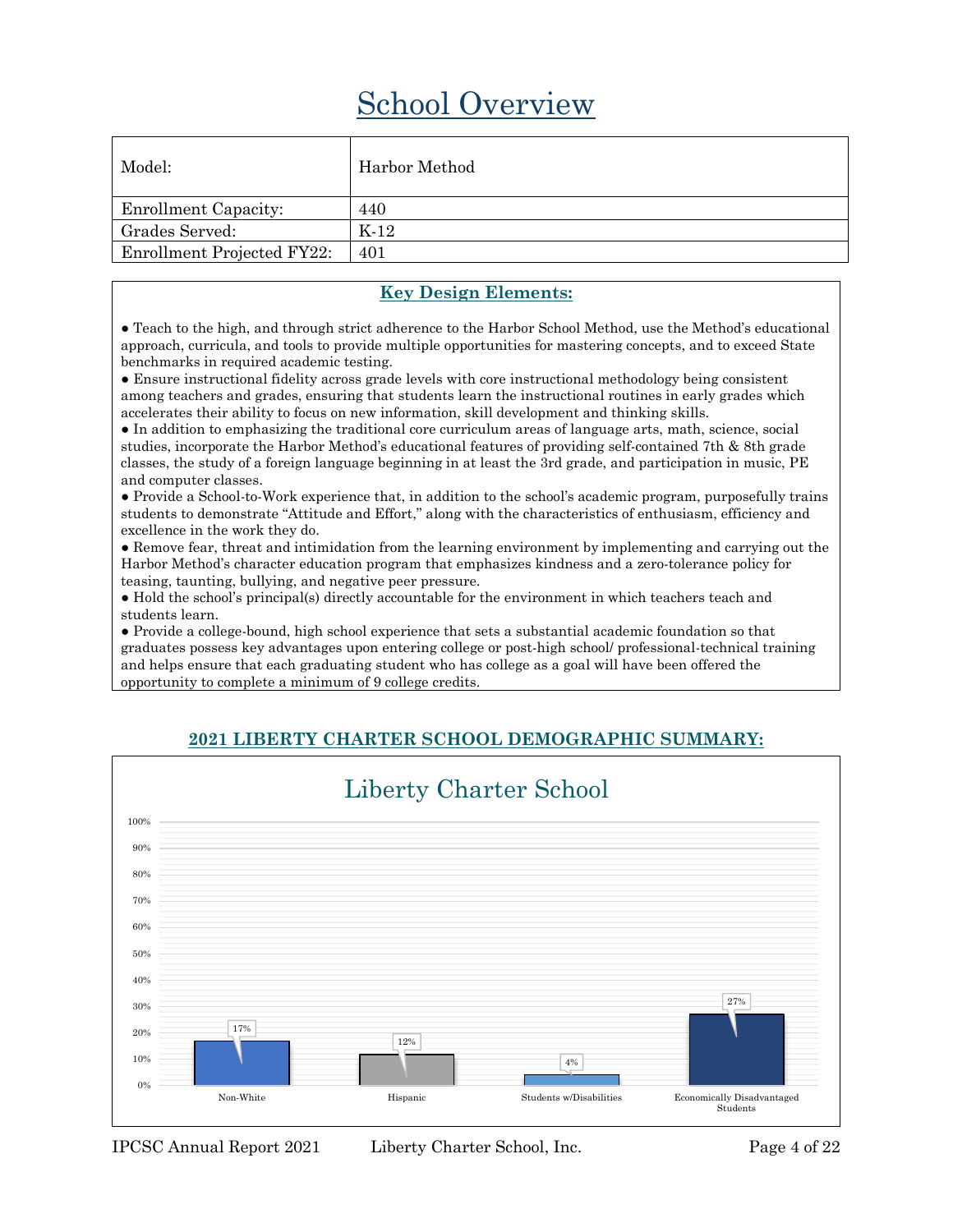# School Overview

| Model: | Harbor Method |
|---|---|
| Enrollment Capacity: | 440 |
| Grades Served: | K-12 |
| Enrollment Projected FY22: | 401 |

## Key Design Elements:

● Teach to the high, and through strict adherence to the Harbor School Method, use the Method's educational approach, curricula, and tools to provide multiple opportunities for mastering concepts, and to exceed State benchmarks in required academic testing.
● Ensure instructional fidelity across grade levels with core instructional methodology being consistent among teachers and grades, ensuring that students learn the instructional routines in early grades which accelerates their ability to focus on new information, skill development and thinking skills.
● In addition to emphasizing the traditional core curriculum areas of language arts, math, science, social studies, incorporate the Harbor Method's educational features of providing self-contained 7th & 8th grade classes, the study of a foreign language beginning in at least the 3rd grade, and participation in music, PE and computer classes.
● Provide a School-to-Work experience that, in addition to the school's academic program, purposefully trains students to demonstrate "Attitude and Effort," along with the characteristics of enthusiasm, efficiency and excellence in the work they do.
● Remove fear, threat and intimidation from the learning environment by implementing and carrying out the Harbor Method's character education program that emphasizes kindness and a zero-tolerance policy for teasing, taunting, bullying, and negative peer pressure.
● Hold the school's principal(s) directly accountable for the environment in which teachers teach and students learn.
● Provide a college-bound, high school experience that sets a substantial academic foundation so that graduates possess key advantages upon entering college or post-high school/ professional-technical training and helps ensure that each graduating student who has college as a goal will have been offered the opportunity to complete a minimum of 9 college credits.

## 2021 LIBERTY CHARTER SCHOOL DEMOGRAPHIC SUMMARY:

Liberty Charter School

| Non-White | Hispanic | Students w/Disabilities | Economically Disadvantaged Students |
|---|---|---|---|
| 17% | 12% | 4% | 27% |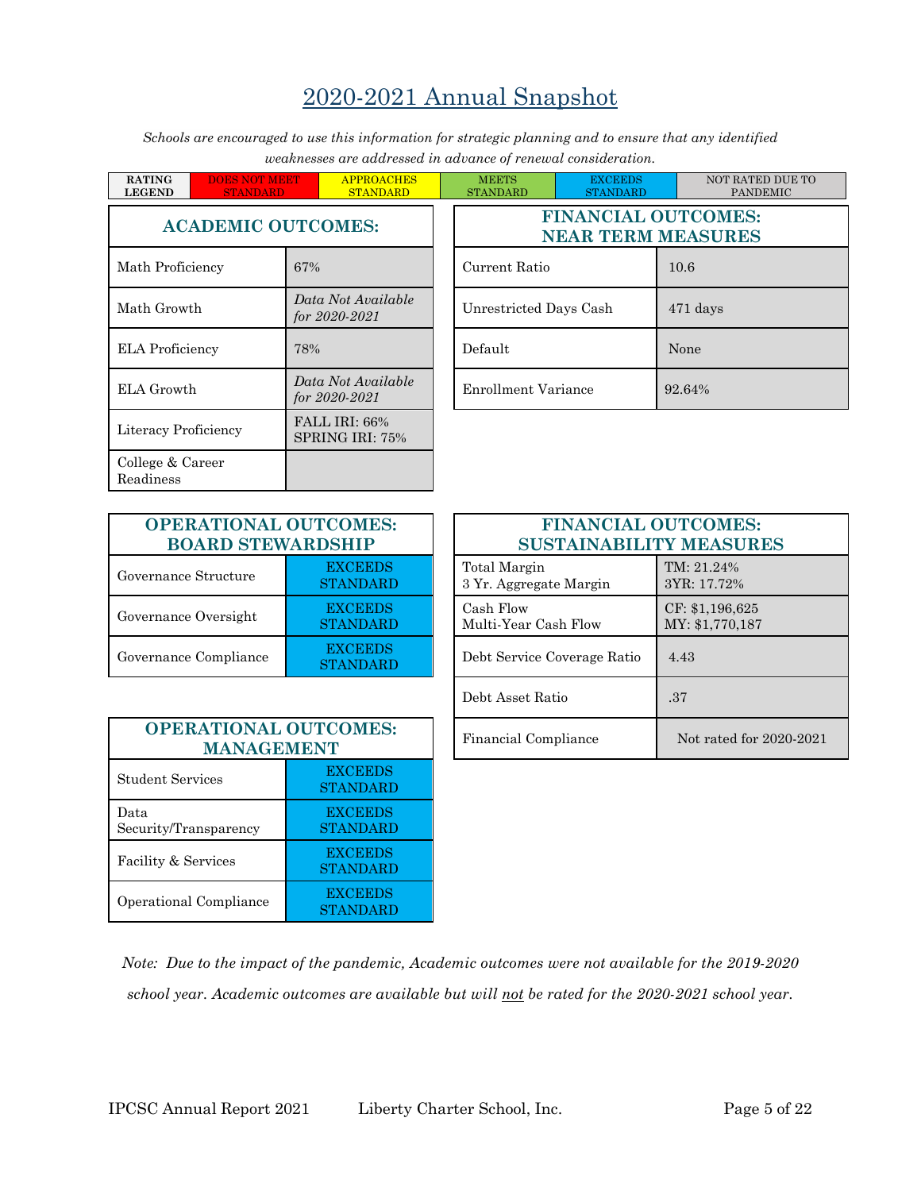# 2020-2021 Annual Snapshot

*Schools are encouraged to use this information for strategic planning and to ensure that any identified weaknesses are addressed in advance of renewal consideration.*

| RATING LEGEND | DOES NOT MEET STANDARD | APPROACHES STANDARD | MEETS STANDARD | EXCEEDS STANDARD | NOT RATED DUE TO PANDEMIC |
|---|---|---|---|---|---|

| ACADEMIC OUTCOMES: | |
|---|---|
| Math Proficiency | 67% |
| Math Growth | *Data Not Available for 2020-2021* |
| ELA Proficiency | 78% |
| ELA Growth | *Data Not Available for 2020-2021* |
| Literacy Proficiency | FALL IRI: 66%<br>SPRING IRI: 75% |
| College & Career Readiness | |

| FINANCIAL OUTCOMES: NEAR TERM MEASURES | |
|---|---|
| Current Ratio | 10.6 |
| Unrestricted Days Cash | 471 days |
| Default | None |
| Enrollment Variance | 92.64% |

| OPERATIONAL OUTCOMES: BOARD STEWARDSHIP | |
|---|---|
| Governance Structure | EXCEEDS STANDARD |
| Governance Oversight | EXCEEDS STANDARD |
| Governance Compliance | EXCEEDS STANDARD |

| FINANCIAL OUTCOMES: SUSTAINABILITY MEASURES | |
|---|---|
| Total Margin<br>3 Yr. Aggregate Margin | TM: 21.24%<br>3YR: 17.72% |
| Cash Flow<br>Multi-Year Cash Flow | CF: $1,196,625<br>MY: $1,770,187 |
| Debt Service Coverage Ratio | 4.43 |
| Debt Asset Ratio | .37 |
| Financial Compliance | Not rated for 2020-2021 |

| OPERATIONAL OUTCOMES: MANAGEMENT | |
|---|---|
| Student Services | EXCEEDS STANDARD |
| Data Security/Transparency | EXCEEDS STANDARD |
| Facility & Services | EXCEEDS STANDARD |
| Operational Compliance | EXCEEDS STANDARD |

*Note: Due to the impact of the pandemic, Academic outcomes were not available for the 2019-2020 school year. Academic outcomes are available but will not be rated for the 2020-2021 school year.*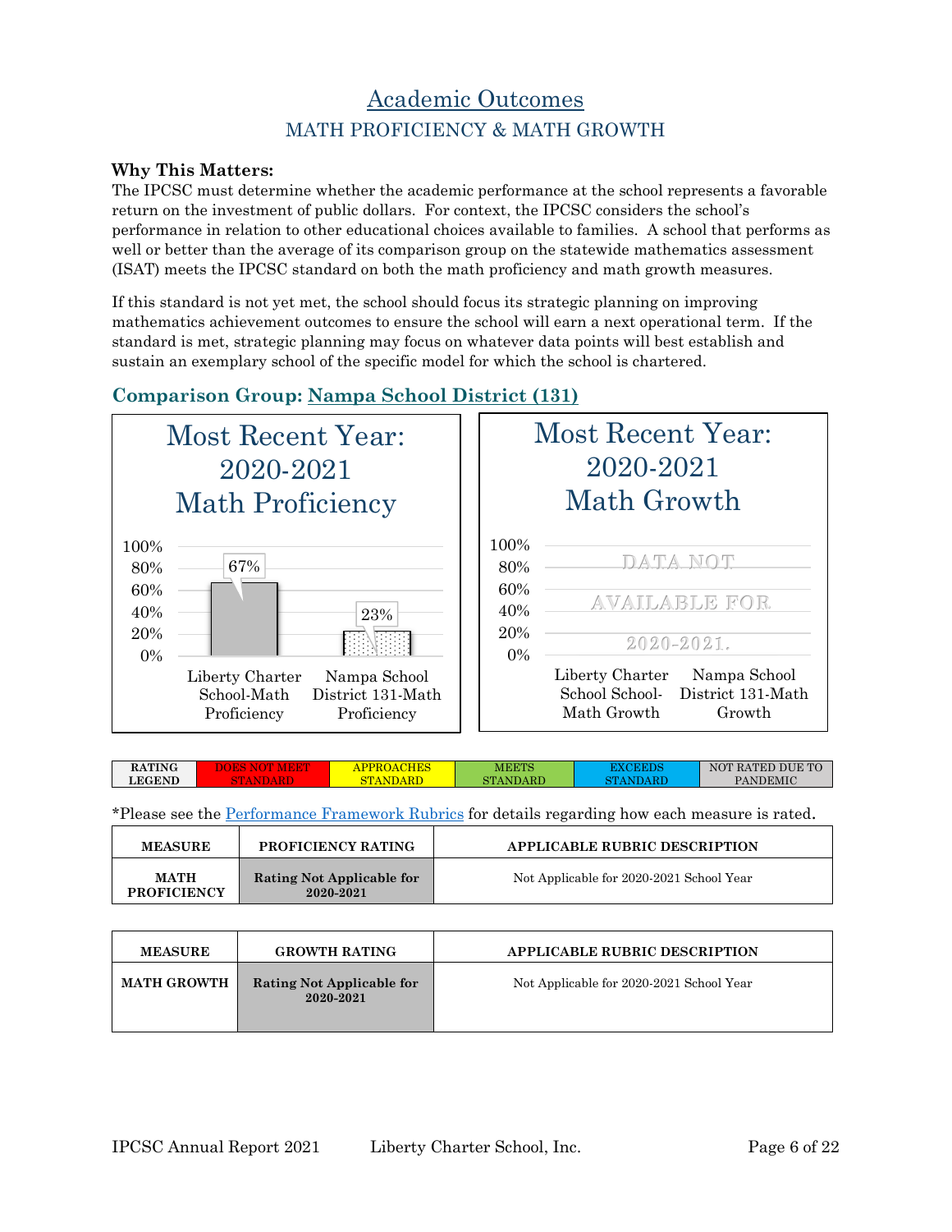# Academic Outcomes

## MATH PROFICIENCY & MATH GROWTH

**Why This Matters:**
The IPCSC must determine whether the academic performance at the school represents a favorable return on the investment of public dollars. For context, the IPCSC considers the school's performance in relation to other educational choices available to families. A school that performs as well or better than the average of its comparison group on the statewide mathematics assessment (ISAT) meets the IPCSC standard on both the math proficiency and math growth measures.

If this standard is not yet met, the school should focus its strategic planning on improving mathematics achievement outcomes to ensure the school will earn a next operational term. If the standard is met, strategic planning may focus on whatever data points will best establish and sustain an exemplary school of the specific model for which the school is chartered.

### Comparison Group: Nampa School District (131)

**Most Recent Year: 2020-2021 Math Proficiency**

| | Liberty Charter School-Math Proficiency | Nampa School District 131-Math Proficiency |
|---|---|---|
| Math Proficiency | 67% | 23% |

**Most Recent Year: 2020-2021 Math Growth**

| | Liberty Charter School-Math Growth | Nampa School District 131-Math Growth |
|---|---|---|
| Math Growth | DATA NOT AVAILABLE FOR 2020-2021. | |

| RATING LEGEND | DOES NOT MEET STANDARD | APPROACHES STANDARD | MEETS STANDARD | EXCEEDS STANDARD | NOT RATED DUE TO PANDEMIC |
|---|---|---|---|---|---|

*Please see the Performance Framework Rubrics for details regarding how each measure is rated.

| MEASURE | PROFICIENCY RATING | APPLICABLE RUBRIC DESCRIPTION |
|---|---|---|
| MATH PROFICIENCY | Rating Not Applicable for 2020-2021 | Not Applicable for 2020-2021 School Year |

| MEASURE | GROWTH RATING | APPLICABLE RUBRIC DESCRIPTION |
|---|---|---|
| MATH GROWTH | Rating Not Applicable for 2020-2021 | Not Applicable for 2020-2021 School Year |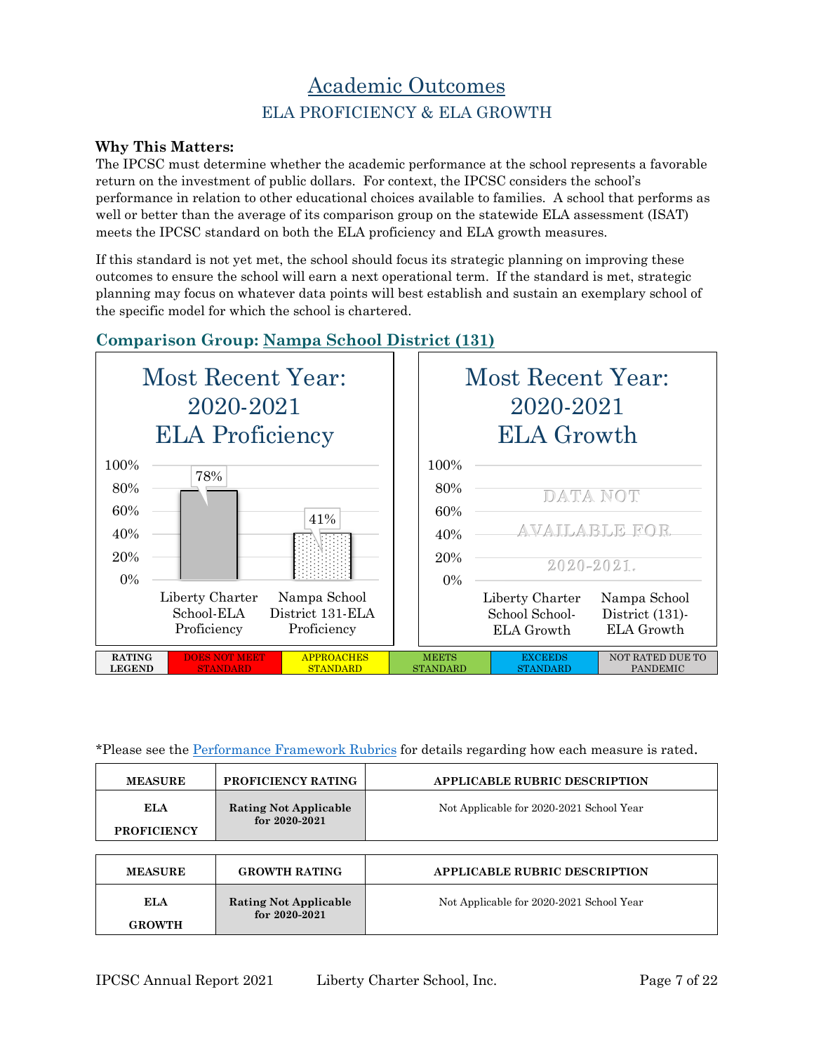# Academic Outcomes

## ELA PROFICIENCY & ELA GROWTH

**Why This Matters:**

The IPCSC must determine whether the academic performance at the school represents a favorable return on the investment of public dollars. For context, the IPCSC considers the school's performance in relation to other educational choices available to families. A school that performs as well or better than the average of its comparison group on the statewide ELA assessment (ISAT) meets the IPCSC standard on both the ELA proficiency and ELA growth measures.

If this standard is not yet met, the school should focus its strategic planning on improving these outcomes to ensure the school will earn a next operational term. If the standard is met, strategic planning may focus on whatever data points will best establish and sustain an exemplary school of the specific model for which the school is chartered.

### Comparison Group: Nampa School District (131)

**Most Recent Year: 2020-2021 ELA Proficiency**

| | Liberty Charter School-ELA Proficiency | Nampa School District 131-ELA Proficiency |
|---|---|---|
| ELA Proficiency | 78% | 41% |

**Most Recent Year: 2020-2021 ELA Growth**

| | Liberty Charter School School-ELA Growth | Nampa School District (131)-ELA Growth |
|---|---|---|
| ELA Growth | DATA NOT AVAILABLE FOR 2020-2021. | |

| RATING LEGEND | DOES NOT MEET STANDARD | APPROACHES STANDARD | MEETS STANDARD | EXCEEDS STANDARD | NOT RATED DUE TO PANDEMIC |
|---|---|---|---|---|---|

*Please see the Performance Framework Rubrics for details regarding how each measure is rated.

| MEASURE | PROFICIENCY RATING | APPLICABLE RUBRIC DESCRIPTION |
|---|---|---|
| ELA PROFICIENCY | Rating Not Applicable for 2020-2021 | Not Applicable for 2020-2021 School Year |

| MEASURE | GROWTH RATING | APPLICABLE RUBRIC DESCRIPTION |
|---|---|---|
| ELA GROWTH | Rating Not Applicable for 2020-2021 | Not Applicable for 2020-2021 School Year |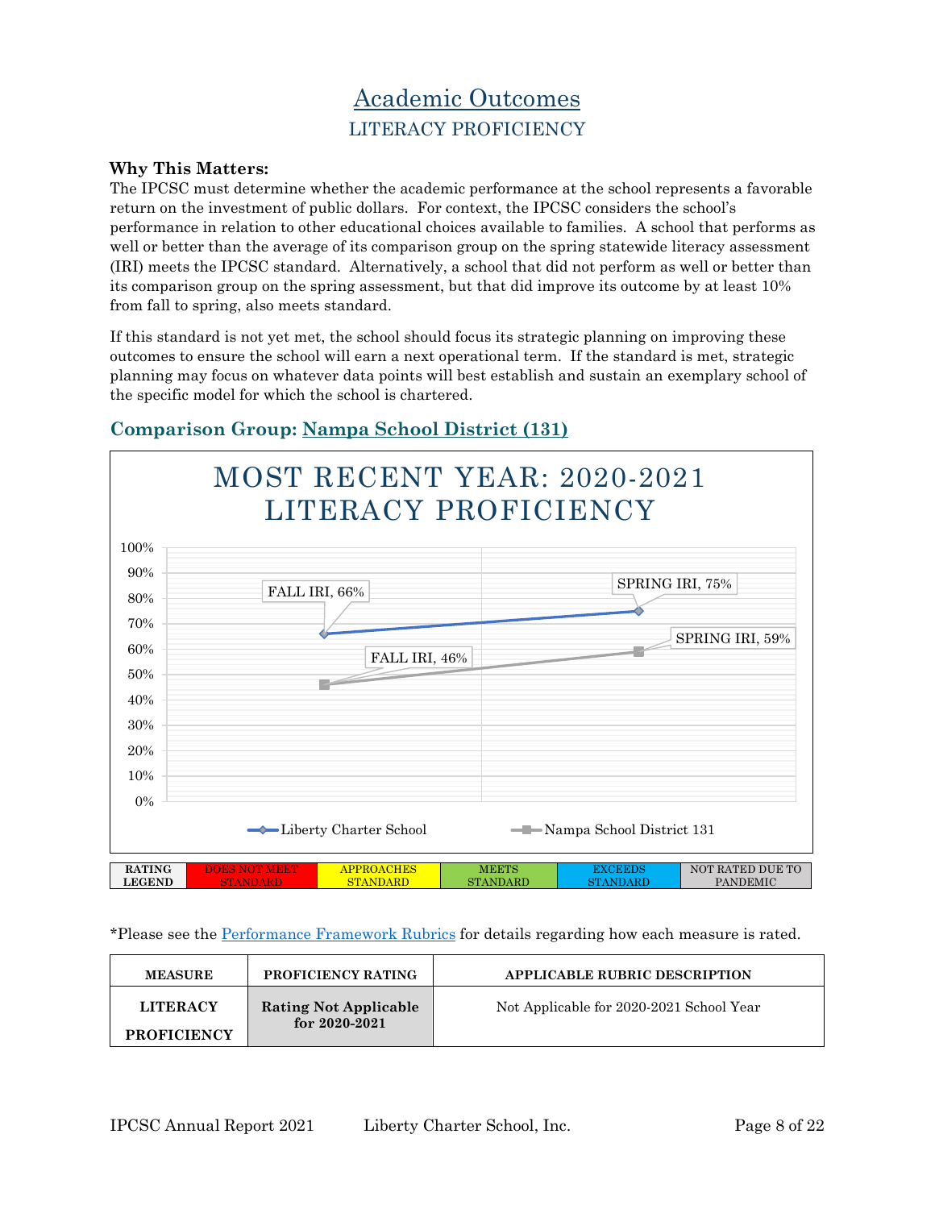# Academic Outcomes

## LITERACY PROFICIENCY

**Why This Matters:**
The IPCSC must determine whether the academic performance at the school represents a favorable return on the investment of public dollars. For context, the IPCSC considers the school's performance in relation to other educational choices available to families. A school that performs as well or better than the average of its comparison group on the spring statewide literacy assessment (IRI) meets the IPCSC standard. Alternatively, a school that did not perform as well or better than its comparison group on the spring assessment, but that did improve its outcome by at least 10% from fall to spring, also meets standard.

If this standard is not yet met, the school should focus its strategic planning on improving these outcomes to ensure the school will earn a next operational term. If the standard is met, strategic planning may focus on whatever data points will best establish and sustain an exemplary school of the specific model for which the school is chartered.

### Comparison Group: Nampa School District (131)

**MOST RECENT YEAR: 2020-2021 LITERACY PROFICIENCY**

| | FALL IRI | SPRING IRI |
|---|---|---|
| Liberty Charter School | 66% | 75% |
| Nampa School District 131 | 46% | 59% |

| RATING LEGEND | DOES NOT MEET STANDARD | APPROACHES STANDARD | MEETS STANDARD | EXCEEDS STANDARD | NOT RATED DUE TO PANDEMIC |
|---|---|---|---|---|---|

*Please see the Performance Framework Rubrics for details regarding how each measure is rated.

| MEASURE | PROFICIENCY RATING | APPLICABLE RUBRIC DESCRIPTION |
|---|---|---|
| LITERACY PROFICIENCY | Rating Not Applicable for 2020-2021 | Not Applicable for 2020-2021 School Year |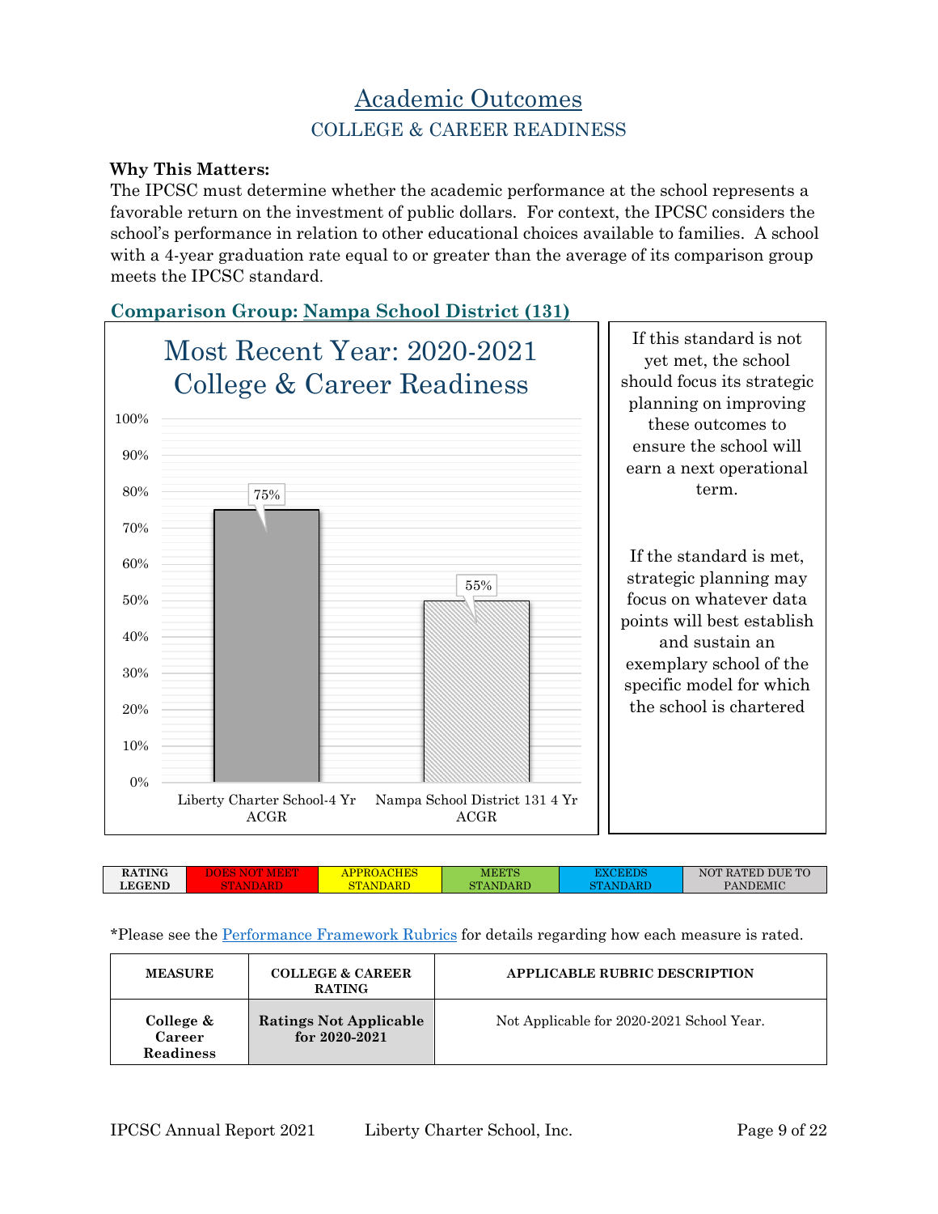# Academic Outcomes

## COLLEGE & CAREER READINESS

**Why This Matters:**
The IPCSC must determine whether the academic performance at the school represents a favorable return on the investment of public dollars. For context, the IPCSC considers the school's performance in relation to other educational choices available to families. A school with a 4-year graduation rate equal to or greater than the average of its comparison group meets the IPCSC standard.

### Comparison Group: Nampa School District (131)

**Most Recent Year: 2020-2021 College & Career Readiness**

| | Percent |
|---|---|
| Liberty Charter School-4 Yr ACGR | 75% |
| Nampa School District 131 4 Yr ACGR | 55% |

If this standard is not yet met, the school should focus its strategic planning on improving these outcomes to ensure the school will earn a next operational term.

If the standard is met, strategic planning may focus on whatever data points will best establish and sustain an exemplary school of the specific model for which the school is chartered

| RATING LEGEND | DOES NOT MEET STANDARD | APPROACHES STANDARD | MEETS STANDARD | EXCEEDS STANDARD | NOT RATED DUE TO PANDEMIC |
|---|---|---|---|---|---|

*Please see the Performance Framework Rubrics for details regarding how each measure is rated.

| MEASURE | COLLEGE & CAREER RATING | APPLICABLE RUBRIC DESCRIPTION |
|---|---|---|
| **College & Career Readiness** | **Ratings Not Applicable for 2020-2021** | Not Applicable for 2020-2021 School Year. |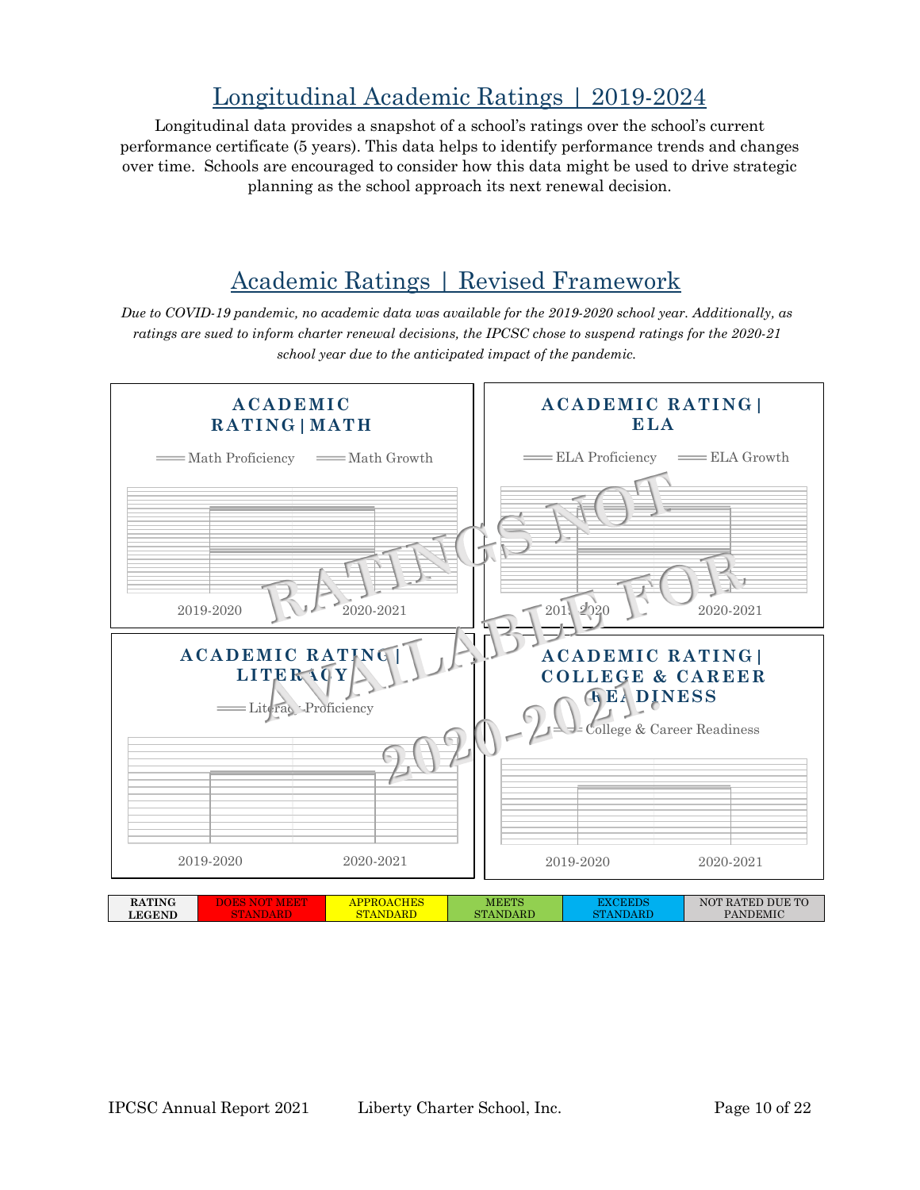## Longitudinal Academic Ratings | 2019-2024

Longitudinal data provides a snapshot of a school's ratings over the school's current performance certificate (5 years). This data helps to identify performance trends and changes over time. Schools are encouraged to consider how this data might be used to drive strategic planning as the school approach its next renewal decision.

## Academic Ratings | Revised Framework

*Due to COVID-19 pandemic, no academic data was available for the 2019-2020 school year. Additionally, as ratings are sued to inform charter renewal decisions, the IPCSC chose to suspend ratings for the 2020-21 school year due to the anticipated impact of the pandemic.*

RATINGS NOT AVAILABLE FOR 2020-2021.

**ACADEMIC RATING | MATH**

Math Proficiency · Math Growth

2019-2020 · 2020-2021

**ACADEMIC RATING | ELA**

ELA Proficiency · ELA Growth

2019-2020 · 2020-2021

**ACADEMIC RATING | LITERACY**

Literacy Proficiency

2019-2020 · 2020-2021

**ACADEMIC RATING | COLLEGE & CAREER READINESS**

College & Career Readiness

2019-2020 · 2020-2021

| RATING LEGEND | DOES NOT MEET STANDARD | APPROACHES STANDARD | MEETS STANDARD | EXCEEDS STANDARD | NOT RATED DUE TO PANDEMIC |
|---|---|---|---|---|---|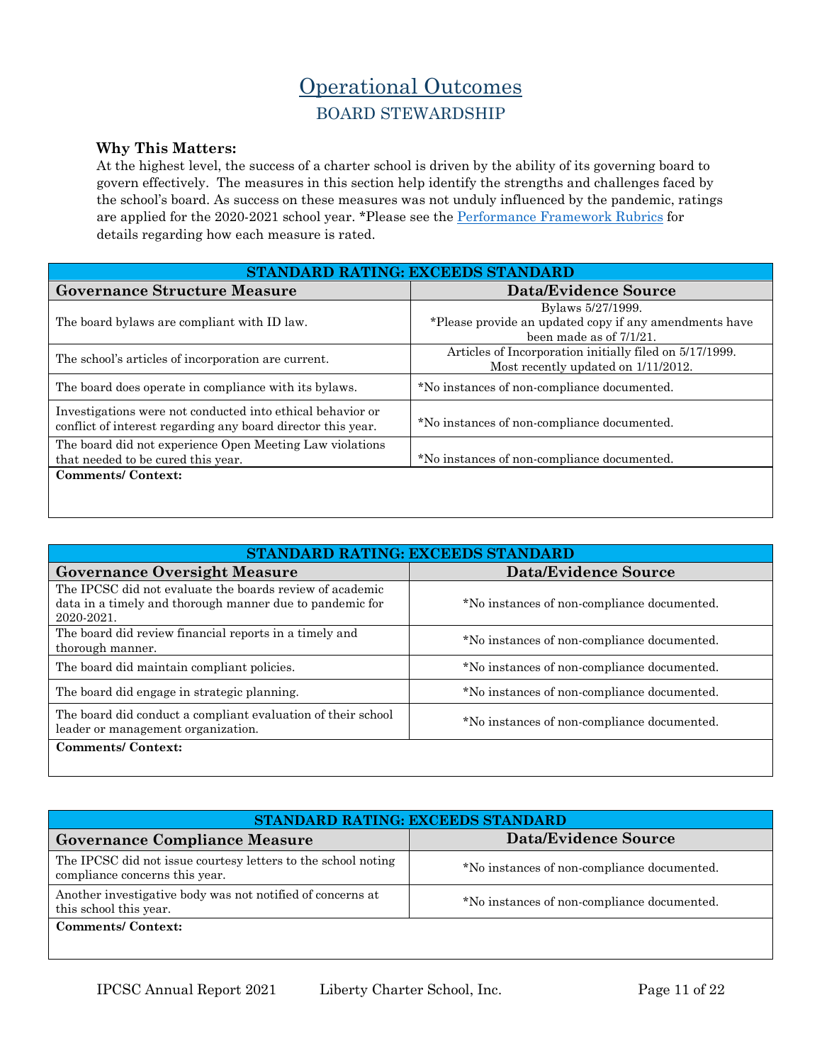# Operational Outcomes

## BOARD STEWARDSHIP

**Why This Matters:**
At the highest level, the success of a charter school is driven by the ability of its governing board to govern effectively. The measures in this section help identify the strengths and challenges faced by the school's board. As success on these measures was not unduly influenced by the pandemic, ratings are applied for the 2020-2021 school year. *Please see the Performance Framework Rubrics for details regarding how each measure is rated.

| STANDARD RATING: EXCEEDS STANDARD | |
|---|---|
| **Governance Structure Measure** | **Data/Evidence Source** |
| The board bylaws are compliant with ID law. | Bylaws 5/27/1999. *Please provide an updated copy if any amendments have been made as of 7/1/21. |
| The school's articles of incorporation are current. | Articles of Incorporation initially filed on 5/17/1999. Most recently updated on 1/11/2012. |
| The board does operate in compliance with its bylaws. | *No instances of non-compliance documented. |
| Investigations were not conducted into ethical behavior or conflict of interest regarding any board director this year. | *No instances of non-compliance documented. |
| The board did not experience Open Meeting Law violations that needed to be cured this year. | *No instances of non-compliance documented. |
| **Comments/ Context:** | |

| STANDARD RATING: EXCEEDS STANDARD | |
|---|---|
| **Governance Oversight Measure** | **Data/Evidence Source** |
| The IPCSC did not evaluate the boards review of academic data in a timely and thorough manner due to pandemic for 2020-2021. | *No instances of non-compliance documented. |
| The board did review financial reports in a timely and thorough manner. | *No instances of non-compliance documented. |
| The board did maintain compliant policies. | *No instances of non-compliance documented. |
| The board did engage in strategic planning. | *No instances of non-compliance documented. |
| The board did conduct a compliant evaluation of their school leader or management organization. | *No instances of non-compliance documented. |
| **Comments/ Context:** | |

| STANDARD RATING: EXCEEDS STANDARD | |
|---|---|
| **Governance Compliance Measure** | **Data/Evidence Source** |
| The IPCSC did not issue courtesy letters to the school noting compliance concerns this year. | *No instances of non-compliance documented. |
| Another investigative body was not notified of concerns at this school this year. | *No instances of non-compliance documented. |
| **Comments/ Context:** | |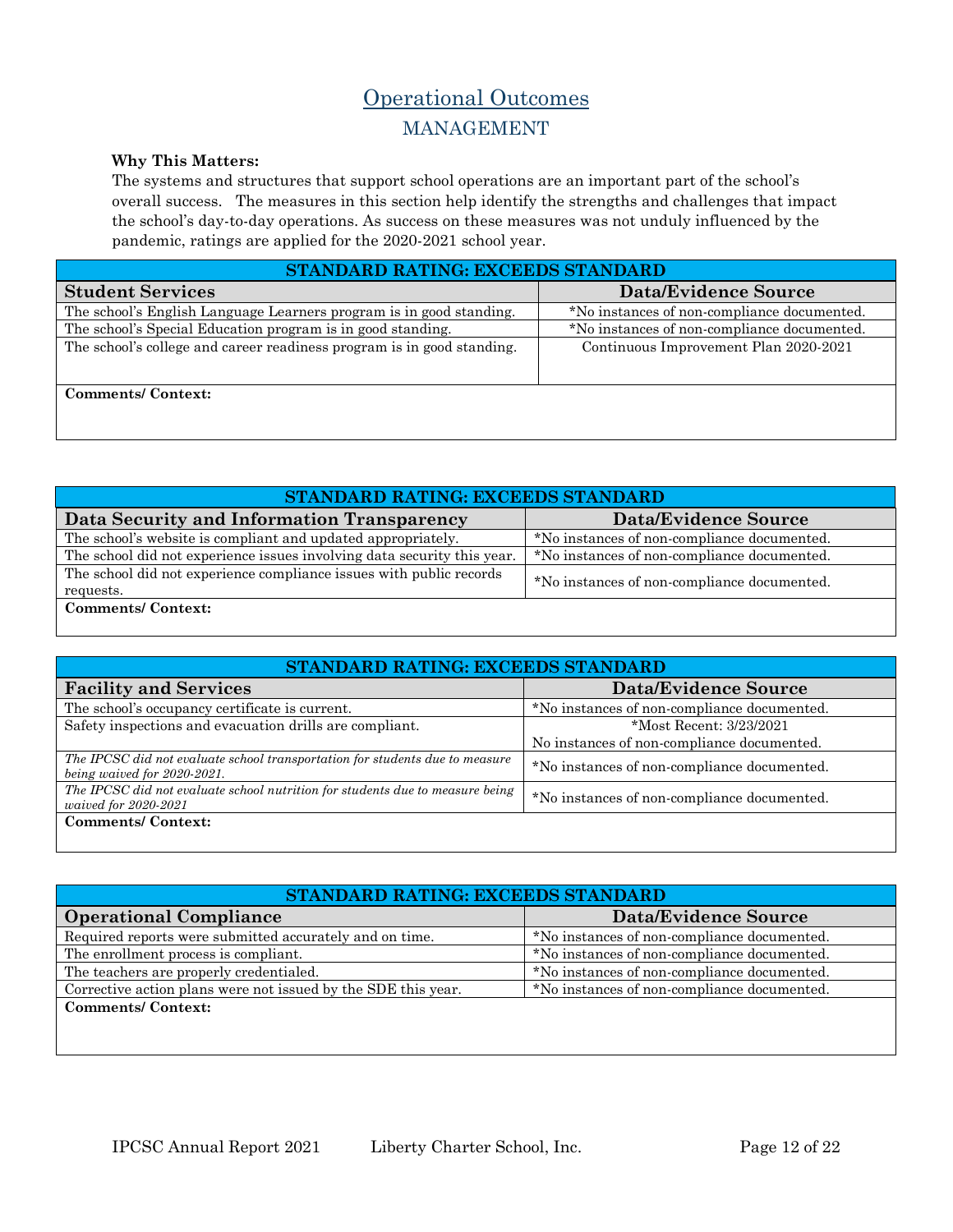# Operational Outcomes

## MANAGEMENT

**Why This Matters:**
The systems and structures that support school operations are an important part of the school's overall success. The measures in this section help identify the strengths and challenges that impact the school's day-to-day operations. As success on these measures was not unduly influenced by the pandemic, ratings are applied for the 2020-2021 school year.

| STANDARD RATING: EXCEEDS STANDARD | |
|---|---|
| **Student Services** | **Data/Evidence Source** |
| The school's English Language Learners program is in good standing. | *No instances of non-compliance documented. |
| The school's Special Education program is in good standing. | *No instances of non-compliance documented. |
| The school's college and career readiness program is in good standing. | Continuous Improvement Plan 2020-2021 |
| **Comments/ Context:** | |

| STANDARD RATING: EXCEEDS STANDARD | |
|---|---|
| **Data Security and Information Transparency** | **Data/Evidence Source** |
| The school's website is compliant and updated appropriately. | *No instances of non-compliance documented. |
| The school did not experience issues involving data security this year. | *No instances of non-compliance documented. |
| The school did not experience compliance issues with public records requests. | *No instances of non-compliance documented. |
| **Comments/ Context:** | |

| STANDARD RATING: EXCEEDS STANDARD | |
|---|---|
| **Facility and Services** | **Data/Evidence Source** |
| The school's occupancy certificate is current. | *No instances of non-compliance documented. |
| Safety inspections and evacuation drills are compliant. | *Most Recent: 3/23/2021<br>No instances of non-compliance documented. |
| *The IPCSC did not evaluate school transportation for students due to measure being waived for 2020-2021.* | *No instances of non-compliance documented. |
| *The IPCSC did not evaluate school nutrition for students due to measure being waived for 2020-2021* | *No instances of non-compliance documented. |
| **Comments/ Context:** | |

| STANDARD RATING: EXCEEDS STANDARD | |
|---|---|
| **Operational Compliance** | **Data/Evidence Source** |
| Required reports were submitted accurately and on time. | *No instances of non-compliance documented. |
| The enrollment process is compliant. | *No instances of non-compliance documented. |
| The teachers are properly credentialed. | *No instances of non-compliance documented. |
| Corrective action plans were not issued by the SDE this year. | *No instances of non-compliance documented. |
| **Comments/ Context:** | |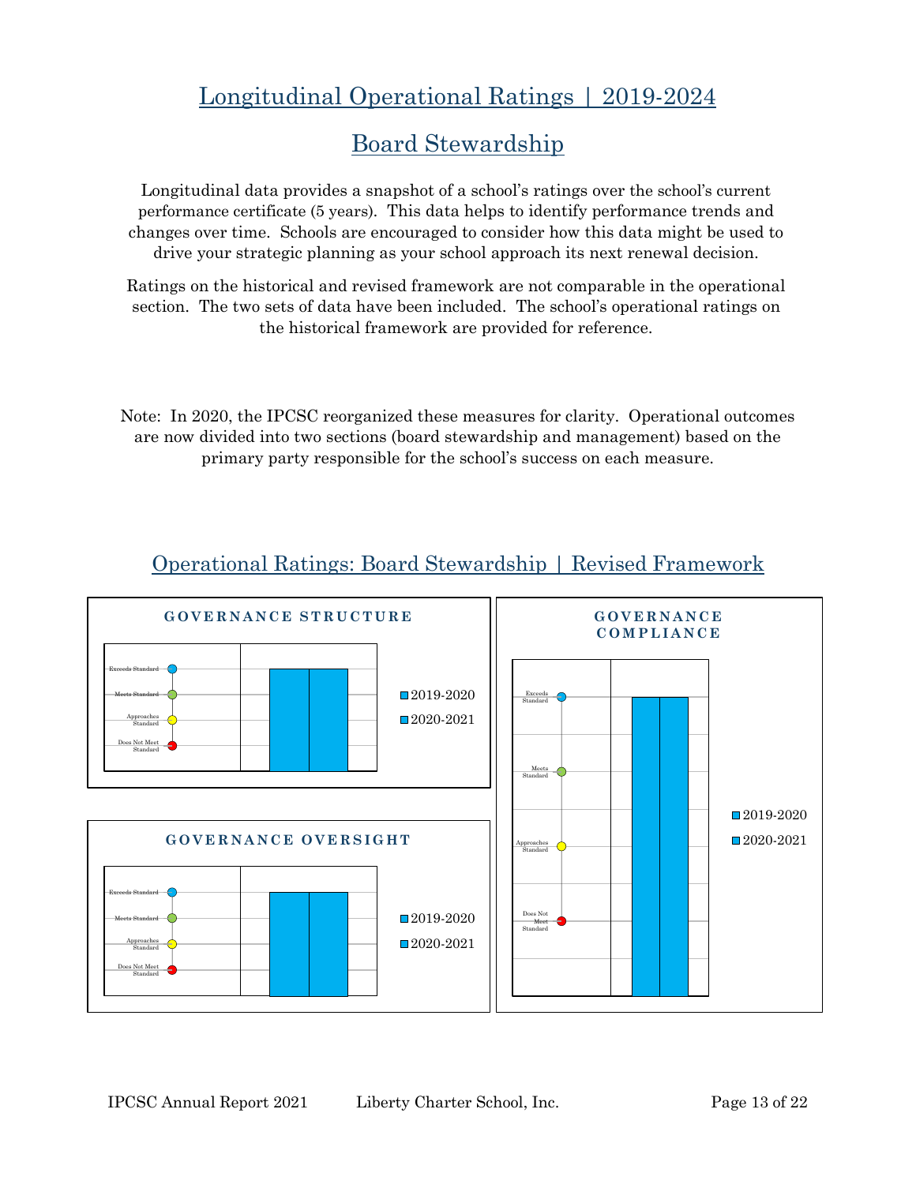# Longitudinal Operational Ratings | 2019-2024

## Board Stewardship

Longitudinal data provides a snapshot of a school's ratings over the school's current performance certificate (5 years). This data helps to identify performance trends and changes over time. Schools are encouraged to consider how this data might be used to drive your strategic planning as your school approach its next renewal decision.

Ratings on the historical and revised framework are not comparable in the operational section. The two sets of data have been included. The school's operational ratings on the historical framework are provided for reference.

Note: In 2020, the IPCSC reorganized these measures for clarity. Operational outcomes are now divided into two sections (board stewardship and management) based on the primary party responsible for the school's success on each measure.

## Operational Ratings: Board Stewardship | Revised Framework

**GOVERNANCE STRUCTURE**

Exceeds Standard
Meets Standard
Approaches Standard
Does Not Meet Standard

2019-2020
2020-2021

**GOVERNANCE OVERSIGHT**

Exceeds Standard
Meets Standard
Approaches Standard
Does Not Meet Standard

2019-2020
2020-2021

**GOVERNANCE COMPLIANCE**

Exceeds Standard
Meets Standard
Approaches Standard
Does Not Meet Standard

2019-2020
2020-2021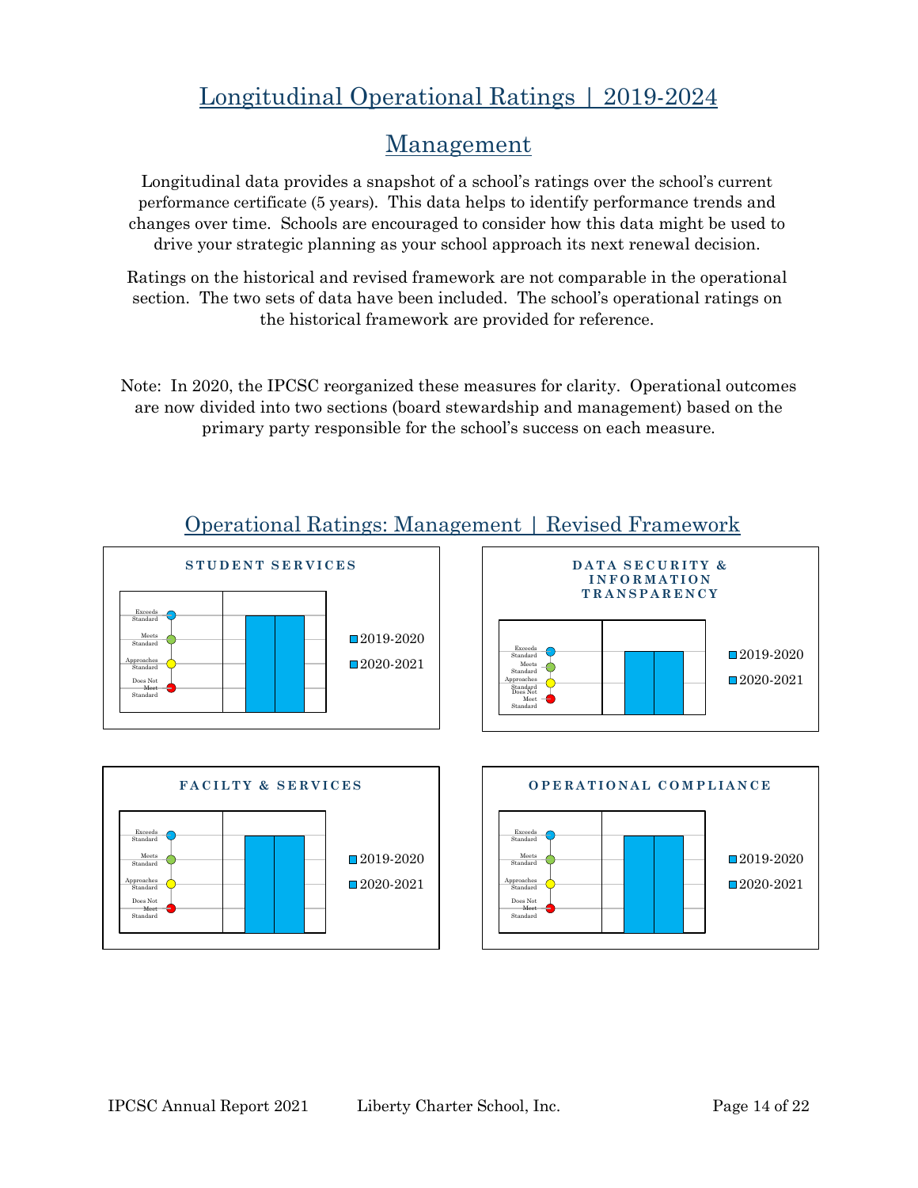# Longitudinal Operational Ratings | 2019-2024

## Management

Longitudinal data provides a snapshot of a school's ratings over the school's current performance certificate (5 years). This data helps to identify performance trends and changes over time. Schools are encouraged to consider how this data might be used to drive your strategic planning as your school approach its next renewal decision.

Ratings on the historical and revised framework are not comparable in the operational section. The two sets of data have been included. The school's operational ratings on the historical framework are provided for reference.

Note: In 2020, the IPCSC reorganized these measures for clarity. Operational outcomes are now divided into two sections (board stewardship and management) based on the primary party responsible for the school's success on each measure.

## Operational Ratings: Management | Revised Framework

### STUDENT SERVICES

Exceeds Standard
Meets Standard
Approaches Standard
Does Not Meet Standard

2019-2020
2020-2021

### DATA SECURITY & INFORMATION TRANSPARENCY

Exceeds Standard
Meets Standard
Approaches Standard
Does Not Meet Standard

2019-2020
2020-2021

### FACILTY & SERVICES

Exceeds Standard
Meets Standard
Approaches Standard
Does Not Meet Standard

2019-2020
2020-2021

### OPERATIONAL COMPLIANCE

Exceeds Standard
Meets Standard
Approaches Standard
Does Not Meet Standard

2019-2020
2020-2021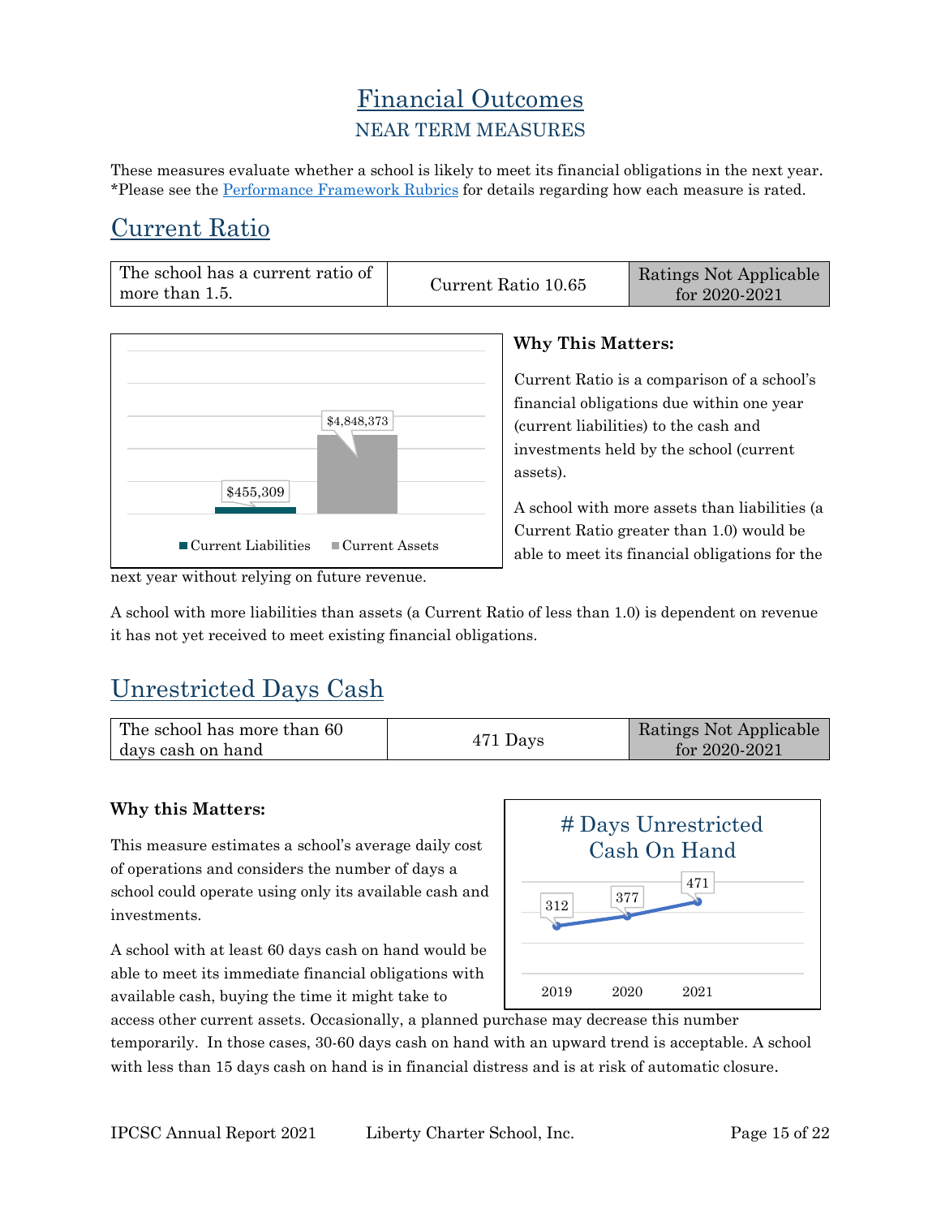# Financial Outcomes

## NEAR TERM MEASURES

These measures evaluate whether a school is likely to meet its financial obligations in the next year. *Please see the Performance Framework Rubrics for details regarding how each measure is rated.

## Current Ratio

| The school has a current ratio of more than 1.5. | Current Ratio 10.65 | Ratings Not Applicable for 2020-2021 |
|---|---|---|

| | Current Liabilities | Current Assets |
|---|---|---|
| Amount | $455,309 | $4,848,373 |

**Why This Matters:**

Current Ratio is a comparison of a school's financial obligations due within one year (current liabilities) to the cash and investments held by the school (current assets).

A school with more assets than liabilities (a Current Ratio greater than 1.0) would be able to meet its financial obligations for the next year without relying on future revenue.

A school with more liabilities than assets (a Current Ratio of less than 1.0) is dependent on revenue it has not yet received to meet existing financial obligations.

## Unrestricted Days Cash

| The school has more than 60 days cash on hand | 471 Days | Ratings Not Applicable for 2020-2021 |
|---|---|---|

**Why this Matters:**

This measure estimates a school's average daily cost of operations and considers the number of days a school could operate using only its available cash and investments.

A school with at least 60 days cash on hand would be able to meet its immediate financial obligations with available cash, buying the time it might take to access other current assets. Occasionally, a planned purchase may decrease this number temporarily. In those cases, 30-60 days cash on hand with an upward trend is acceptable. A school with less than 15 days cash on hand is in financial distress and is at risk of automatic closure.

**# Days Unrestricted Cash On Hand**

| Year | 2019 | 2020 | 2021 |
|---|---|---|---|
| Days | 312 | 377 | 471 |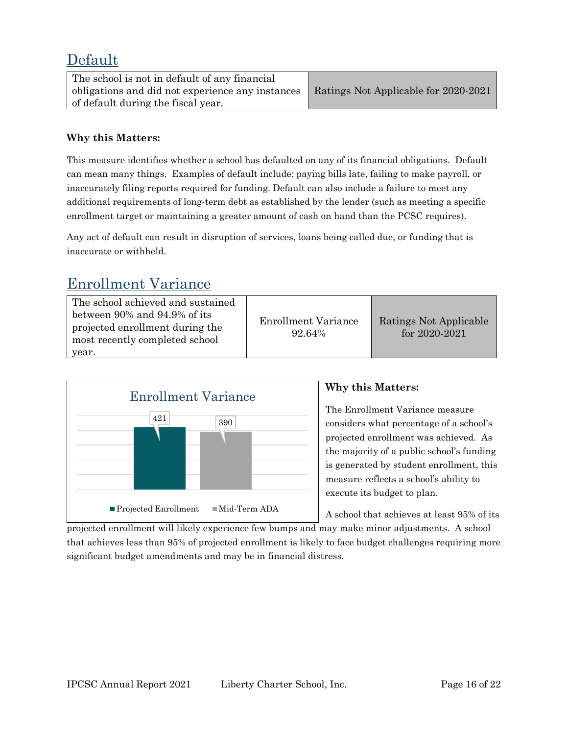## Default

| The school is not in default of any financial obligations and did not experience any instances of default during the fiscal year. | Ratings Not Applicable for 2020-2021 |
|---|---|

**Why this Matters:**

This measure identifies whether a school has defaulted on any of its financial obligations. Default can mean many things. Examples of default include: paying bills late, failing to make payroll, or inaccurately filing reports required for funding. Default can also include a failure to meet any additional requirements of long-term debt as established by the lender (such as meeting a specific enrollment target or maintaining a greater amount of cash on hand than the PCSC requires).

Any act of default can result in disruption of services, loans being called due, or funding that is inaccurate or withheld.

## Enrollment Variance

| The school achieved and sustained between 90% and 94.9% of its projected enrollment during the most recently completed school year. | Enrollment Variance 92.64% | Ratings Not Applicable for 2020-2021 |
|---|---|---|

Enrollment Variance

| | Projected Enrollment | Mid-Term ADA |
|---|---|---|
| Enrollment | 421 | 390 |

**Why this Matters:**

The Enrollment Variance measure considers what percentage of a school's projected enrollment was achieved. As the majority of a public school's funding is generated by student enrollment, this measure reflects a school's ability to execute its budget to plan.

A school that achieves at least 95% of its projected enrollment will likely experience few bumps and may make minor adjustments. A school that achieves less than 95% of projected enrollment is likely to face budget challenges requiring more significant budget amendments and may be in financial distress.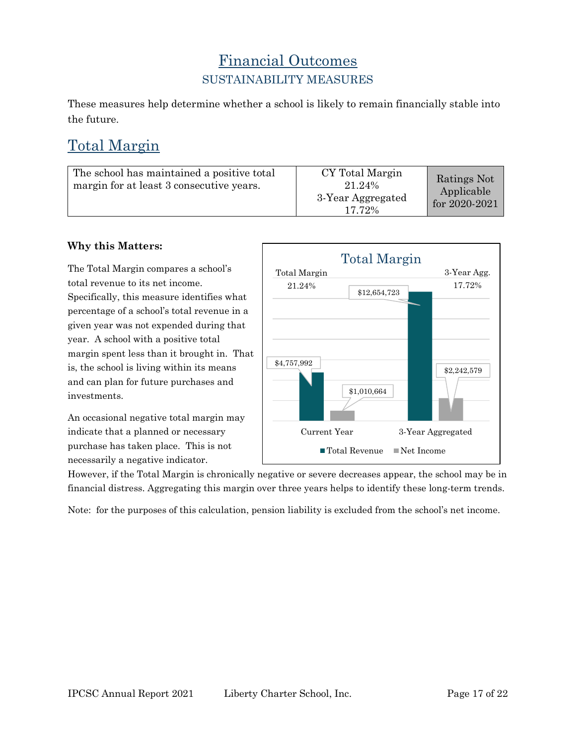# Financial Outcomes

## SUSTAINABILITY MEASURES

These measures help determine whether a school is likely to remain financially stable into the future.

## Total Margin

| The school has maintained a positive total margin for at least 3 consecutive years. | CY Total Margin 21.24% 3-Year Aggregated 17.72% | Ratings Not Applicable for 2020-2021 |
|---|---|---|

**Why this Matters:**

The Total Margin compares a school's total revenue to its net income. Specifically, this measure identifies what percentage of a school's total revenue in a given year was not expended during that year. A school with a positive total margin spent less than it brought in. That is, the school is living within its means and can plan for future purchases and investments.

An occasional negative total margin may indicate that a planned or necessary purchase has taken place. This is not necessarily a negative indicator. However, if the Total Margin is chronically negative or severe decreases appear, the school may be in financial distress. Aggregating this margin over three years helps to identify these long-term trends.

**Total Margin**

| | Total Revenue | Net Income | Margin |
|---|---|---|---|
| Current Year | $4,757,992 | $1,010,664 | Total Margin 21.24% |
| 3-Year Aggregated | $12,654,723 | $2,242,579 | 3-Year Agg. 17.72% |

Note: for the purposes of this calculation, pension liability is excluded from the school's net income.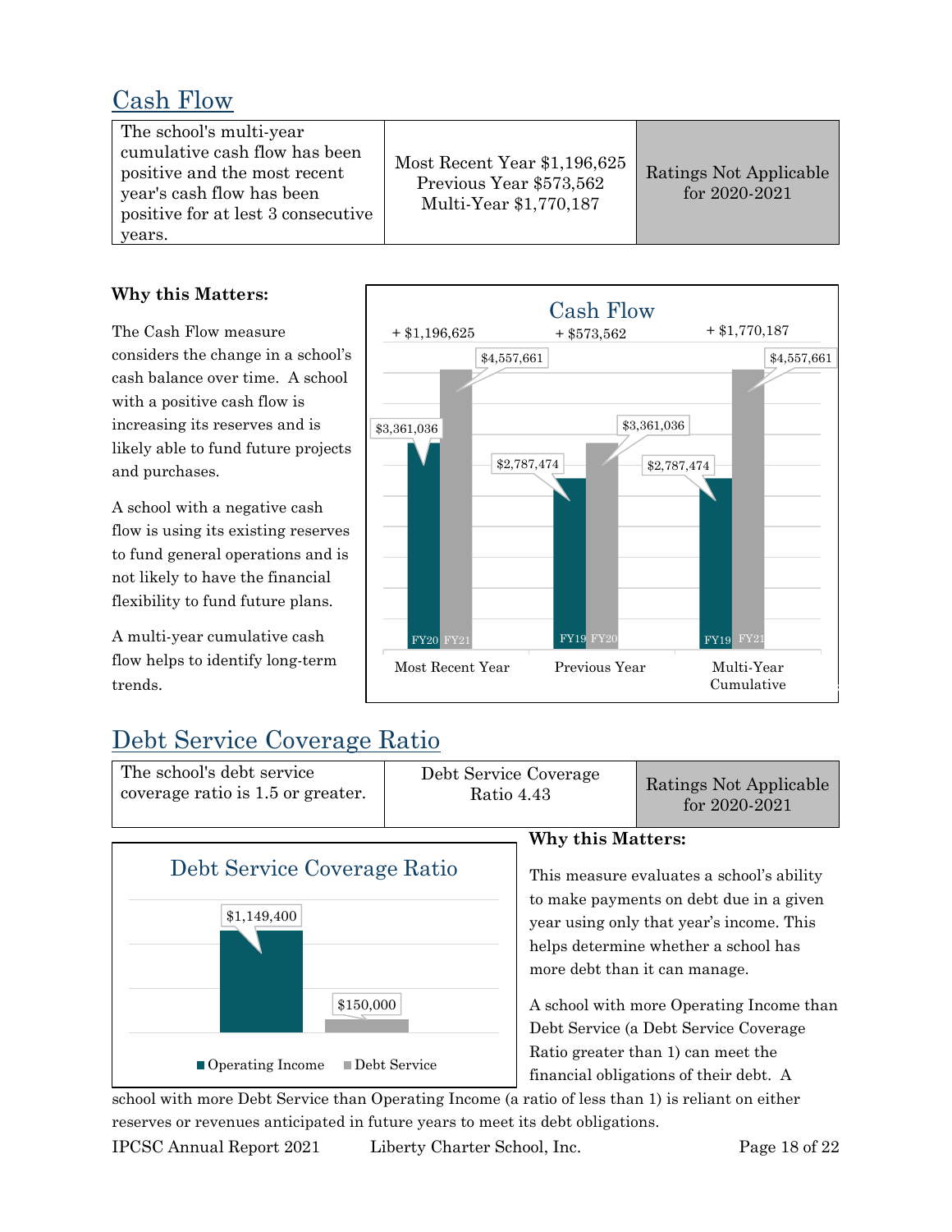## Cash Flow

| The school's multi-year cumulative cash flow has been positive and the most recent year's cash flow has been positive for at lest 3 consecutive years. | Most Recent Year $1,196,625<br>Previous Year $573,562<br>Multi-Year $1,770,187 | Ratings Not Applicable for 2020-2021 |
|---|---|---|

**Why this Matters:**

The Cash Flow measure considers the change in a school's cash balance over time. A school with a positive cash flow is increasing its reserves and is likely able to fund future projects and purchases.

A school with a negative cash flow is using its existing reserves to fund general operations and is not likely to have the financial flexibility to fund future plans.

A multi-year cumulative cash flow helps to identify long-term trends.

Cash Flow

| | Most Recent Year | Previous Year | Multi-Year Cumulative |
|---|---|---|---|
| Change | + $1,196,625 | + $573,562 | + $1,770,187 |
| Start | FY20 $3,361,036 | FY19 $2,787,474 | FY19 $2,787,474 |
| End | FY21 $4,557,661 | FY20 $3,361,036 | FY21 $4,557,661 |

## Debt Service Coverage Ratio

| The school's debt service coverage ratio is 1.5 or greater. | Debt Service Coverage Ratio 4.43 | Ratings Not Applicable for 2020-2021 |
|---|---|---|

Debt Service Coverage Ratio

| Operating Income | Debt Service |
|---|---|
| $1,149,400 | $150,000 |

**Why this Matters:**

This measure evaluates a school's ability to make payments on debt due in a given year using only that year's income. This helps determine whether a school has more debt than it can manage.

A school with more Operating Income than Debt Service (a Debt Service Coverage Ratio greater than 1) can meet the financial obligations of their debt. A school with more Debt Service than Operating Income (a ratio of less than 1) is reliant on either reserves or revenues anticipated in future years to meet its debt obligations.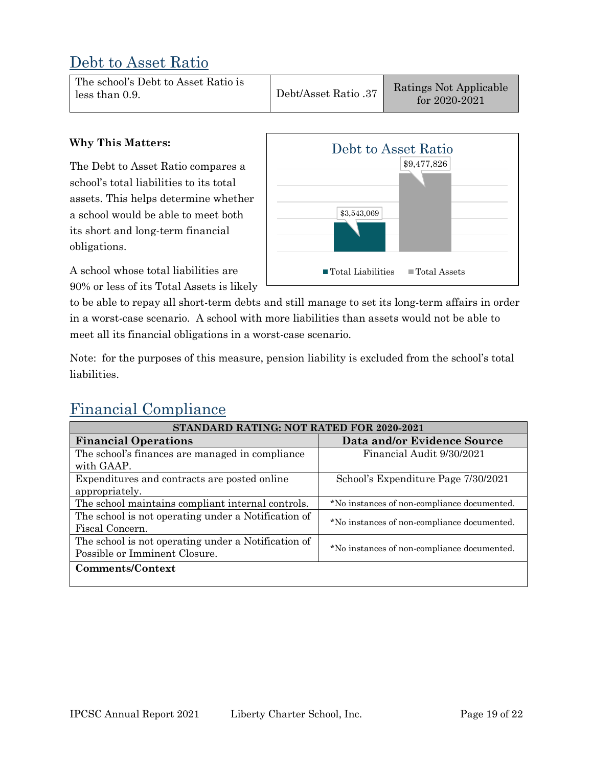## Debt to Asset Ratio

| The school's Debt to Asset Ratio is less than 0.9. | Debt/Asset Ratio .37 | Ratings Not Applicable for 2020-2021 |
|---|---|---|

**Why This Matters:**

The Debt to Asset Ratio compares a school's total liabilities to its total assets. This helps determine whether a school would be able to meet both its short and long-term financial obligations.

Debt to Asset Ratio

- Total Liabilities: $3,543,069
- Total Assets: $9,477,826

A school whose total liabilities are 90% or less of its Total Assets is likely to be able to repay all short-term debts and still manage to set its long-term affairs in order in a worst-case scenario. A school with more liabilities than assets would not be able to meet all its financial obligations in a worst-case scenario.

Note: for the purposes of this measure, pension liability is excluded from the school's total liabilities.

## Financial Compliance

| STANDARD RATING: NOT RATED FOR 2020-2021 | |
|---|---|
| **Financial Operations** | **Data and/or Evidence Source** |
| The school's finances are managed in compliance with GAAP. | Financial Audit 9/30/2021 |
| Expenditures and contracts are posted online appropriately. | School's Expenditure Page 7/30/2021 |
| The school maintains compliant internal controls. | *No instances of non-compliance documented. |
| The school is not operating under a Notification of Fiscal Concern. | *No instances of non-compliance documented. |
| The school is not operating under a Notification of Possible or Imminent Closure. | *No instances of non-compliance documented. |
| **Comments/Context** | |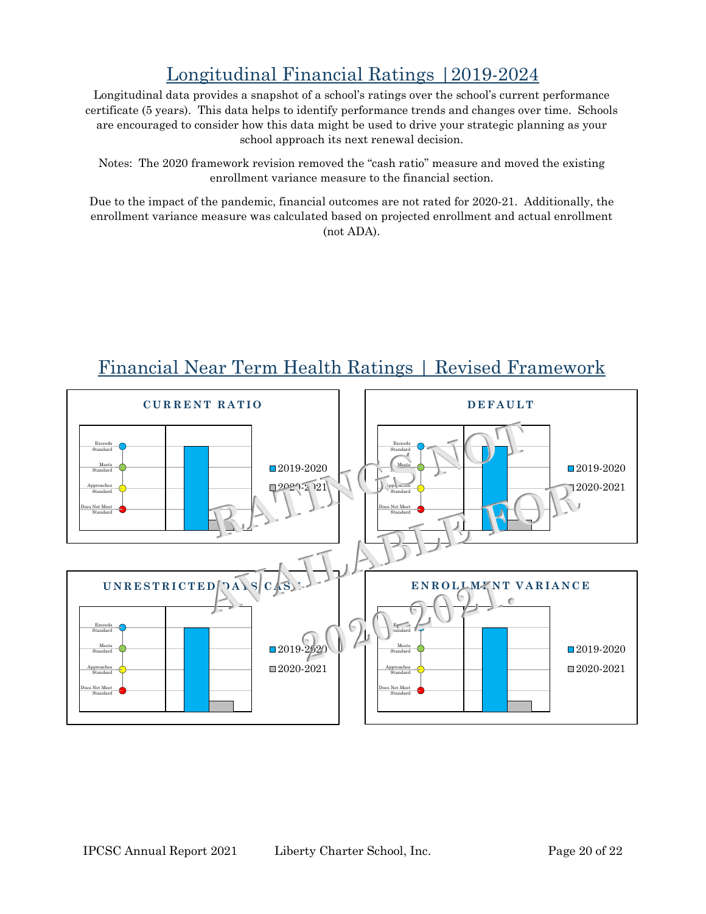# Longitudinal Financial Ratings |2019-2024

Longitudinal data provides a snapshot of a school's ratings over the school's current performance certificate (5 years). This data helps to identify performance trends and changes over time. Schools are encouraged to consider how this data might be used to drive your strategic planning as your school approach its next renewal decision.

Notes: The 2020 framework revision removed the "cash ratio" measure and moved the existing enrollment variance measure to the financial section.

Due to the impact of the pandemic, financial outcomes are not rated for 2020-21. Additionally, the enrollment variance measure was calculated based on projected enrollment and actual enrollment (not ADA).

## Financial Near Term Health Ratings | Revised Framework

**CURRENT RATIO**

Exceeds Standard
Meets Standard
Approaches Standard
Does Not Meet Standard

2019-2020
2020-2021

**DEFAULT**

Exceeds Standard
Meets Standard
Approaches Standard
Does Not Meet Standard

2019-2020
2020-2021

**UNRESTRICTED DAYS CASH**

Exceeds Standard
Meets Standard
Approaches Standard
Does Not Meet Standard

2019-2020
2020-2021

**ENROLLMENT VARIANCE**

Exceeds Standard
Meets Standard
Approaches Standard
Does Not Meet Standard

2019-2020
2020-2021

RATINGS NOT AVAILABLE FOR 2020-2021.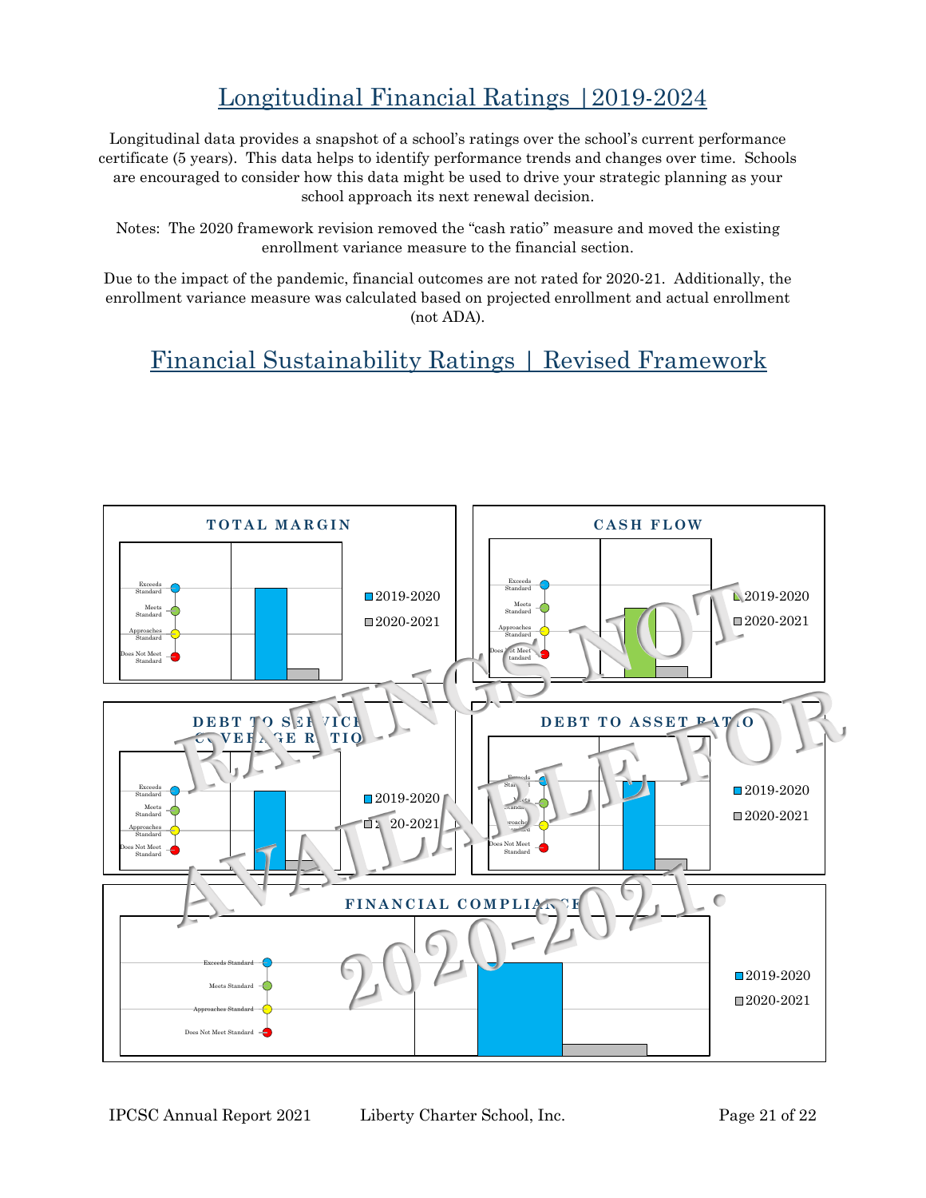# Longitudinal Financial Ratings |2019-2024

Longitudinal data provides a snapshot of a school's ratings over the school's current performance certificate (5 years). This data helps to identify performance trends and changes over time. Schools are encouraged to consider how this data might be used to drive your strategic planning as your school approach its next renewal decision.

Notes: The 2020 framework revision removed the "cash ratio" measure and moved the existing enrollment variance measure to the financial section.

Due to the impact of the pandemic, financial outcomes are not rated for 2020-21. Additionally, the enrollment variance measure was calculated based on projected enrollment and actual enrollment (not ADA).

# Financial Sustainability Ratings | Revised Framework

RATINGS NOT AVAILABLE FOR 2020-2021.

**TOTAL MARGIN**

Exceeds Standard / Meets Standard / Approaches Standard / Does Not Meet Standard

2019-2020 | 2020-2021

**CASH FLOW**

Exceeds Standard / Meets Standard / Approaches Standard / Does Not Meet Standard

2019-2020 | 2020-2021

**DEBT TO SERVICE COVERAGE RATIO**

Exceeds Standard / Meets Standard / Approaches Standard / Does Not Meet Standard

2019-2020 | 2020-2021

**DEBT TO ASSET RATIO**

Exceeds Standard / Meets Standard / Approaches Standard / Does Not Meet Standard

2019-2020 | 2020-2021

**FINANCIAL COMPLIANCE**

Exceeds Standard / Meets Standard / Approaches Standard / Does Not Meet Standard

2019-2020 | 2020-2021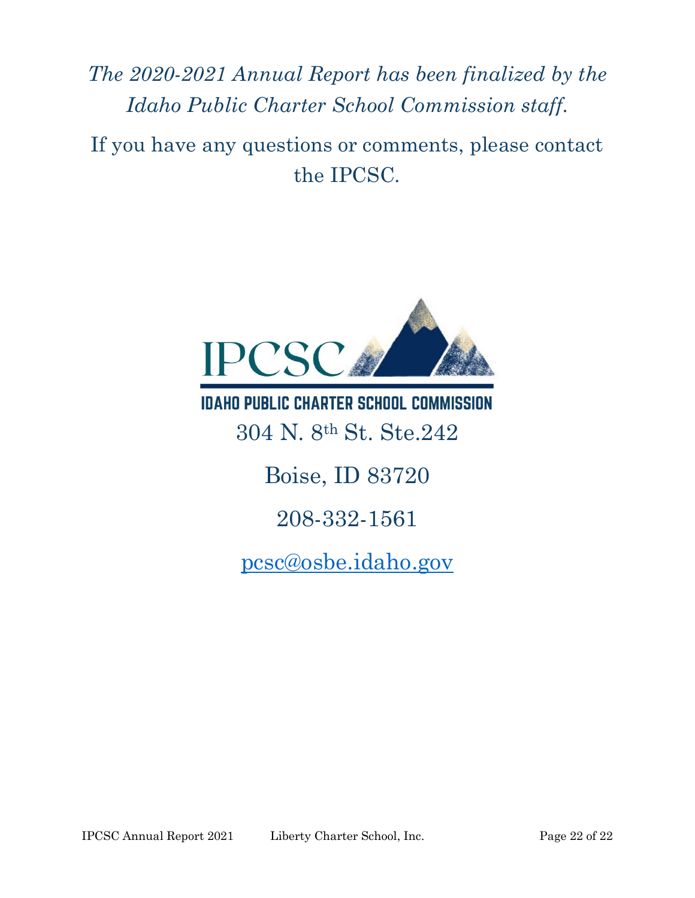*The 2020-2021 Annual Report has been finalized by the Idaho Public Charter School Commission staff.*

If you have any questions or comments, please contact the IPCSC.

IPCSC

IDAHO PUBLIC CHARTER SCHOOL COMMISSION

304 N. 8th St. Ste.242

Boise, ID 83720

208-332-1561

pcsc@osbe.idaho.gov